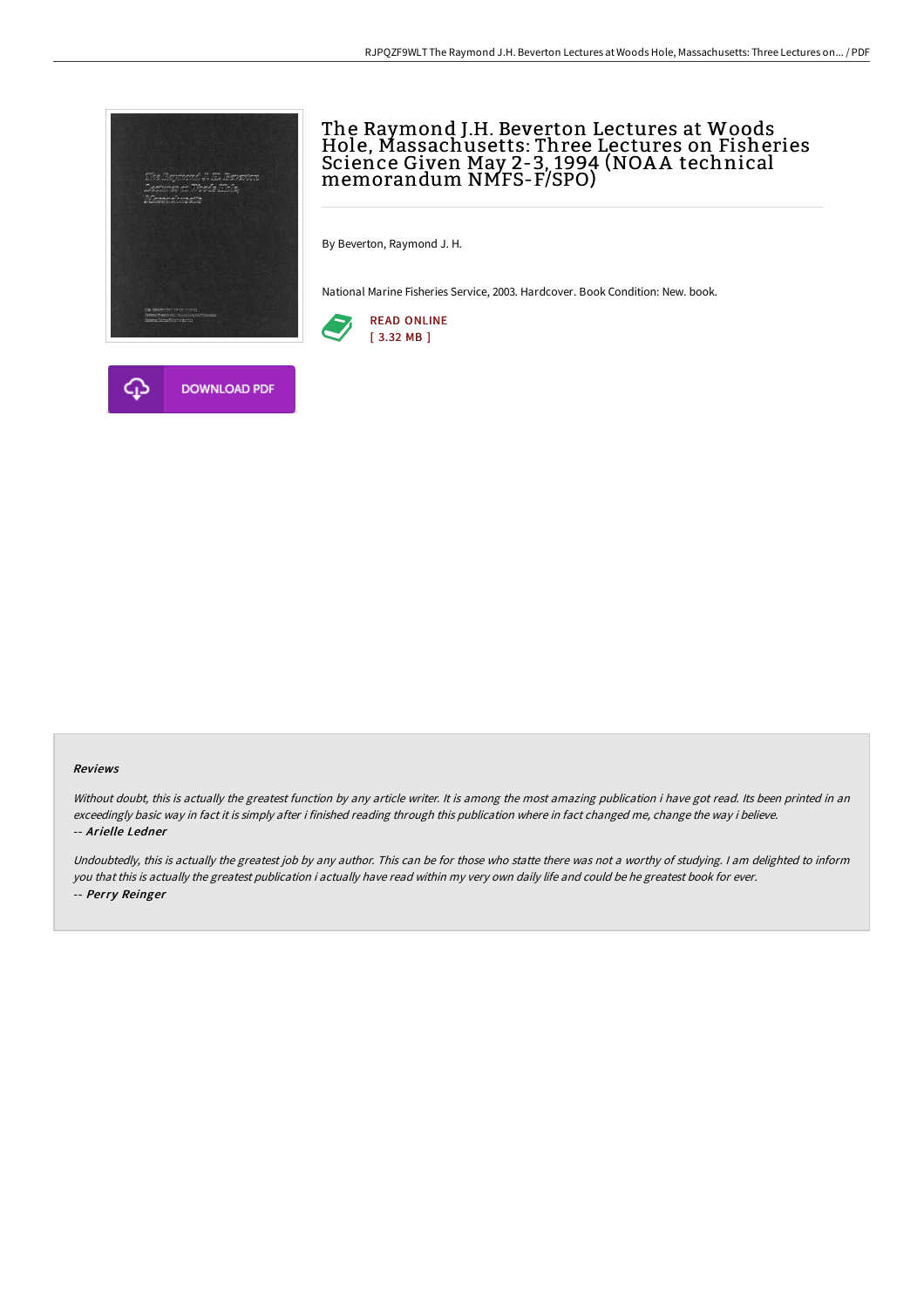# The Raymond J.H. Beverton Lectures at Woods Hole, Massachusetts: Three Lectures on Fisheries Science Given May 2-3, 1994 (NOAA technical memorandum NMFS-F/SPO)

By Beverton, Raymond J. H.

National Marine Fisheries Service, 2003. Hardcover. Book Condition: New. book.

READ ONLINE
[ 3.32 MB ]

DOWNLOAD PDF

#### Reviews

*Without doubt, this is actually the greatest function by any article writer. It is among the most amazing publication i have got read. Its been printed in an exceedingly basic way in fact it is simply after i finished reading through this publication where in fact changed me, change the way i believe.*
-- *Arielle Ledner*

*Undoubtedly, this is actually the greatest job by any author. This can be for those who statte there was not a worthy of studying. I am delighted to inform you that this is actually the greatest publication i actually have read within my very own daily life and could be he greatest book for ever.*
-- *Perry Reinger*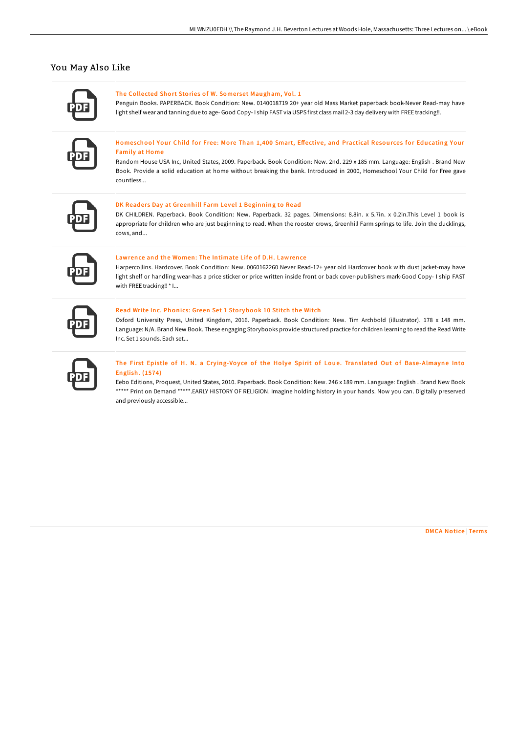## You May Also Like

### The Collected Short Stories of W. Somerset Maugham, Vol. 1

Penguin Books. PAPERBACK. Book Condition: New. 0140018719 20+ year old Mass Market paperback book-Never Read-may have light shelf wear and tanning due to age- Good Copy- I ship FAST via USPS first class mail 2-3 day delivery with FREE tracking!!.

### Homeschool Your Child for Free: More Than 1,400 Smart, Effective, and Practical Resources for Educating Your Family at Home

Random House USA Inc, United States, 2009. Paperback. Book Condition: New. 2nd. 229 x 185 mm. Language: English . Brand New Book. Provide a solid education at home without breaking the bank. Introduced in 2000, Homeschool Your Child for Free gave countless...

### DK Readers Day at Greenhill Farm Level 1 Beginning to Read

DK CHILDREN. Paperback. Book Condition: New. Paperback. 32 pages. Dimensions: 8.8in. x 5.7in. x 0.2in.This Level 1 book is appropriate for children who are just beginning to read. When the rooster crows, Greenhill Farm springs to life. Join the ducklings, cows, and...

### Lawrence and the Women: The Intimate Life of D.H. Lawrence

Harpercollins. Hardcover. Book Condition: New. 0060162260 Never Read-12+ year old Hardcover book with dust jacket-may have light shelf or handling wear-has a price sticker or price written inside front or back cover-publishers mark-Good Copy- I ship FAST with FREE tracking!! * I...

### Read Write Inc. Phonics: Green Set 1 Storybook 10 Stitch the Witch

Oxford University Press, United Kingdom, 2016. Paperback. Book Condition: New. Tim Archbold (illustrator). 178 x 148 mm. Language: N/A. Brand New Book. These engaging Storybooks provide structured practice for children learning to read the Read Write Inc. Set 1 sounds. Each set...

### The First Epistle of H. N. a Crying-Voyce of the Holye Spirit of Loue. Translated Out of Base-Almayne Into English. (1574)

Eebo Editions, Proquest, United States, 2010. Paperback. Book Condition: New. 246 x 189 mm. Language: English . Brand New Book ***** Print on Demand *****.EARLY HISTORY OF RELIGION. Imagine holding history in your hands. Now you can. Digitally preserved and previously accessible...

DMCA Notice | Terms